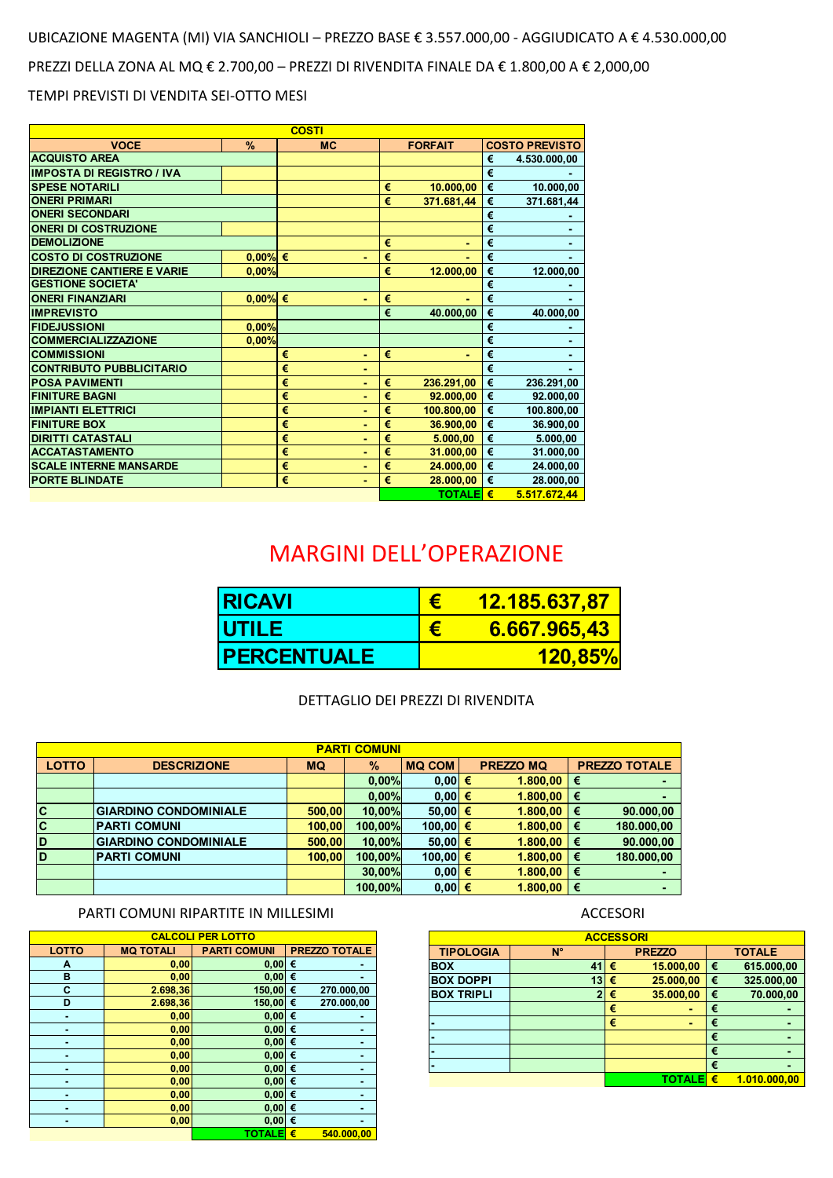UBICAZIONE MAGENTA (MI) VIA SANCHIOLI – PREZZO BASE € 3.557.000,00 - AGGIUDICATO A € 4.530.000,00

PREZZI DELLA ZONA AL MQ € 2.700,00 – PREZZI DI RIVENDITA FINALE DA € 1.800,00 A € 2,000,00

TEMPI PREVISTI DI VENDITA SEI-OTTO MESI

| COSTI | | | | |
|---|---|---|---|---|
| **VOCE** | **%** | **MC** | **FORFAIT** | **COSTO PREVISTO** |
| ACQUISTO AREA | | | | € 4.530.000,00 |
| IMPOSTA DI REGISTRO / IVA | | | | € - |
| SPESE NOTARILI | | | € 10.000,00 | € 10.000,00 |
| ONERI PRIMARI | | | € 371.681,44 | € 371.681,44 |
| ONERI SECONDARI | | | | € - |
| ONERI DI COSTRUZIONE | | | | € - |
| DEMOLIZIONE | | | € - | € - |
| COSTO DI COSTRUZIONE | 0,00% | € - | € - | € - |
| DIREZIONE CANTIERE E VARIE | 0,00% | | € 12.000,00 | € 12.000,00 |
| GESTIONE SOCIETA' | | | | € - |
| ONERI FINANZIARI | 0,00% | € - | € - | € - |
| IMPREVISTO | | | € 40.000,00 | € 40.000,00 |
| FIDEJUSSIONI | 0,00% | | | € - |
| COMMERCIALIZZAZIONE | 0,00% | | | € - |
| COMMISSIONI | | € - | € - | € - |
| CONTRIBUTO PUBBLICITARIO | | € - | | € - |
| POSA PAVIMENTI | | € - | € 236.291,00 | € 236.291,00 |
| FINITURE BAGNI | | € - | € 92.000,00 | € 92.000,00 |
| IMPIANTI ELETTRICI | | € - | € 100.800,00 | € 100.800,00 |
| FINITURE BOX | | € - | € 36.900,00 | € 36.900,00 |
| DIRITTI CATASTALI | | € - | € 5.000,00 | € 5.000,00 |
| ACCATASTAMENTO | | € - | € 31.000,00 | € 31.000,00 |
| SCALE INTERNE MANSARDE | | € - | € 24.000,00 | € 24.000,00 |
| PORTE BLINDATE | | € - | € 28.000,00 | € 28.000,00 |
| | | | **TOTALE** | **€ 5.517.672,44** |

## MARGINI DELL'OPERAZIONE

| | |
|---|---|
| **RICAVI** | **€ 12.185.637,87** |
| **UTILE** | **€ 6.667.965,43** |
| **PERCENTUALE** | **120,85%** |

DETTAGLIO DEI PREZZI DI RIVENDITA

| PARTI COMUNI | | | | | | |
|---|---|---|---|---|---|---|
| **LOTTO** | **DESCRIZIONE** | **MQ** | **%** | **MQ COM** | **PREZZO MQ** | **PREZZO TOTALE** |
| | | | 0,00% | 0,00 | € 1.800,00 | € - |
| | | | 0,00% | 0,00 | € 1.800,00 | € - |
| C | GIARDINO CONDOMINIALE | 500,00 | 10,00% | 50,00 | € 1.800,00 | € 90.000,00 |
| C | PARTI COMUNI | 100,00 | 100,00% | 100,00 | € 1.800,00 | € 180.000,00 |
| D | GIARDINO CONDOMINIALE | 500,00 | 10,00% | 50,00 | € 1.800,00 | € 90.000,00 |
| D | PARTI COMUNI | 100,00 | 100,00% | 100,00 | € 1.800,00 | € 180.000,00 |
| | | | 30,00% | 0,00 | € 1.800,00 | € - |
| | | | 100,00% | 0,00 | € 1.800,00 | € - |

PARTI COMUNI RIPARTITE IN MILLESIMI

| CALCOLI PER LOTTO | | | |
|---|---|---|---|
| **LOTTO** | **MQ TOTALI** | **PARTI COMUNI** | **PREZZO TOTALE** |
| A | 0,00 | 0,00 | € - |
| B | 0,00 | 0,00 | € - |
| C | 2.698,36 | 150,00 | € 270.000,00 |
| D | 2.698,36 | 150,00 | € 270.000,00 |
| - | 0,00 | 0,00 | € - |
| - | 0,00 | 0,00 | € - |
| - | 0,00 | 0,00 | € - |
| - | 0,00 | 0,00 | € - |
| - | 0,00 | 0,00 | € - |
| - | 0,00 | 0,00 | € - |
| - | 0,00 | 0,00 | € - |
| - | 0,00 | 0,00 | € - |
| - | 0,00 | 0,00 | € - |
| | | **TOTALE** | **€ 540.000,00** |

ACCESORI

| ACCESSORI | | | |
|---|---|---|---|
| **TIPOLOGIA** | **N°** | **PREZZO** | **TOTALE** |
| BOX | 41 | € 15.000,00 | € 615.000,00 |
| BOX DOPPI | 13 | € 25.000,00 | € 325.000,00 |
| BOX TRIPLI | 2 | € 35.000,00 | € 70.000,00 |
| | | € - | € - |
| - | | € - | € - |
| - | | | € - |
| - | | | € - |
| - | | | € - |
| | | **TOTALE** | **€ 1.010.000,00** |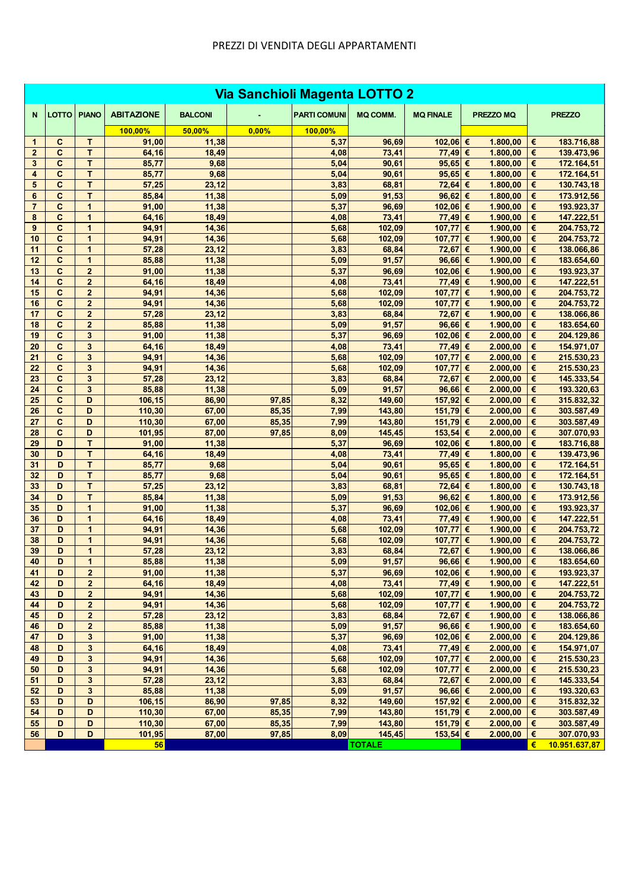PREZZI DI VENDITA DEGLI APPARTAMENTI

# Via Sanchioli Magenta LOTTO 2

| N | LOTTO | PIANO | ABITAZIONE | BALCONI | - | PARTI COMUNI | MQ COMM. | MQ FINALE | PREZZO MQ | PREZZO |
|---|---|---|---|---|---|---|---|---|---|---|
| | | | 100,00% | 50,00% | 0,00% | 100,00% | | | | |
| 1 | C | T | 91,00 | 11,38 | | 5,37 | 96,69 | 102,06 | € 1.800,00 | € 183.716,88 |
| 2 | C | T | 64,16 | 18,49 | | 4,08 | 73,41 | 77,49 | € 1.800,00 | € 139.473,96 |
| 3 | C | T | 85,77 | 9,68 | | 5,04 | 90,61 | 95,65 | € 1.800,00 | € 172.164,51 |
| 4 | C | T | 85,77 | 9,68 | | 5,04 | 90,61 | 95,65 | € 1.800,00 | € 172.164,51 |
| 5 | C | T | 57,25 | 23,12 | | 3,83 | 68,81 | 72,64 | € 1.800,00 | € 130.743,18 |
| 6 | C | T | 85,84 | 11,38 | | 5,09 | 91,53 | 96,62 | € 1.800,00 | € 173.912,56 |
| 7 | C | 1 | 91,00 | 11,38 | | 5,37 | 96,69 | 102,06 | € 1.900,00 | € 193.923,37 |
| 8 | C | 1 | 64,16 | 18,49 | | 4,08 | 73,41 | 77,49 | € 1.900,00 | € 147.222,51 |
| 9 | C | 1 | 94,91 | 14,36 | | 5,68 | 102,09 | 107,77 | € 1.900,00 | € 204.753,72 |
| 10 | C | 1 | 94,91 | 14,36 | | 5,68 | 102,09 | 107,77 | € 1.900,00 | € 204.753,72 |
| 11 | C | 1 | 57,28 | 23,12 | | 3,83 | 68,84 | 72,67 | € 1.900,00 | € 138.066,86 |
| 12 | C | 1 | 85,88 | 11,38 | | 5,09 | 91,57 | 96,66 | € 1.900,00 | € 183.654,60 |
| 13 | C | 2 | 91,00 | 11,38 | | 5,37 | 96,69 | 102,06 | € 1.900,00 | € 193.923,37 |
| 14 | C | 2 | 64,16 | 18,49 | | 4,08 | 73,41 | 77,49 | € 1.900,00 | € 147.222,51 |
| 15 | C | 2 | 94,91 | 14,36 | | 5,68 | 102,09 | 107,77 | € 1.900,00 | € 204.753,72 |
| 16 | C | 2 | 94,91 | 14,36 | | 5,68 | 102,09 | 107,77 | € 1.900,00 | € 204.753,72 |
| 17 | C | 2 | 57,28 | 23,12 | | 3,83 | 68,84 | 72,67 | € 1.900,00 | € 138.066,86 |
| 18 | C | 2 | 85,88 | 11,38 | | 5,09 | 91,57 | 96,66 | € 1.900,00 | € 183.654,60 |
| 19 | C | 3 | 91,00 | 11,38 | | 5,37 | 96,69 | 102,06 | € 2.000,00 | € 204.129,86 |
| 20 | C | 3 | 64,16 | 18,49 | | 4,08 | 73,41 | 77,49 | € 2.000,00 | € 154.971,07 |
| 21 | C | 3 | 94,91 | 14,36 | | 5,68 | 102,09 | 107,77 | € 2.000,00 | € 215.530,23 |
| 22 | C | 3 | 94,91 | 14,36 | | 5,68 | 102,09 | 107,77 | € 2.000,00 | € 215.530,23 |
| 23 | C | 3 | 57,28 | 23,12 | | 3,83 | 68,84 | 72,67 | € 2.000,00 | € 145.333,54 |
| 24 | C | 3 | 85,88 | 11,38 | | 5,09 | 91,57 | 96,66 | € 2.000,00 | € 193.320,63 |
| 25 | C | D | 106,15 | 86,90 | 97,85 | 8,32 | 149,60 | 157,92 | € 2.000,00 | € 315.832,32 |
| 26 | C | D | 110,30 | 67,00 | 85,35 | 7,99 | 143,80 | 151,79 | € 2.000,00 | € 303.587,49 |
| 27 | C | D | 110,30 | 67,00 | 85,35 | 7,99 | 143,80 | 151,79 | € 2.000,00 | € 303.587,49 |
| 28 | C | D | 101,95 | 87,00 | 97,85 | 8,09 | 145,45 | 153,54 | € 2.000,00 | € 307.070,93 |
| 29 | D | T | 91,00 | 11,38 | | 5,37 | 96,69 | 102,06 | € 1.800,00 | € 183.716,88 |
| 30 | D | T | 64,16 | 18,49 | | 4,08 | 73,41 | 77,49 | € 1.800,00 | € 139.473,96 |
| 31 | D | T | 85,77 | 9,68 | | 5,04 | 90,61 | 95,65 | € 1.800,00 | € 172.164,51 |
| 32 | D | T | 85,77 | 9,68 | | 5,04 | 90,61 | 95,65 | € 1.800,00 | € 172.164,51 |
| 33 | D | T | 57,25 | 23,12 | | 3,83 | 68,81 | 72,64 | € 1.800,00 | € 130.743,18 |
| 34 | D | T | 85,84 | 11,38 | | 5,09 | 91,53 | 96,62 | € 1.800,00 | € 173.912,56 |
| 35 | D | 1 | 91,00 | 11,38 | | 5,37 | 96,69 | 102,06 | € 1.900,00 | € 193.923,37 |
| 36 | D | 1 | 64,16 | 18,49 | | 4,08 | 73,41 | 77,49 | € 1.900,00 | € 147.222,51 |
| 37 | D | 1 | 94,91 | 14,36 | | 5,68 | 102,09 | 107,77 | € 1.900,00 | € 204.753,72 |
| 38 | D | 1 | 94,91 | 14,36 | | 5,68 | 102,09 | 107,77 | € 1.900,00 | € 204.753,72 |
| 39 | D | 1 | 57,28 | 23,12 | | 3,83 | 68,84 | 72,67 | € 1.900,00 | € 138.066,86 |
| 40 | D | 1 | 85,88 | 11,38 | | 5,09 | 91,57 | 96,66 | € 1.900,00 | € 183.654,60 |
| 41 | D | 2 | 91,00 | 11,38 | | 5,37 | 96,69 | 102,06 | € 1.900,00 | € 193.923,37 |
| 42 | D | 2 | 64,16 | 18,49 | | 4,08 | 73,41 | 77,49 | € 1.900,00 | € 147.222,51 |
| 43 | D | 2 | 94,91 | 14,36 | | 5,68 | 102,09 | 107,77 | € 1.900,00 | € 204.753,72 |
| 44 | D | 2 | 94,91 | 14,36 | | 5,68 | 102,09 | 107,77 | € 1.900,00 | € 204.753,72 |
| 45 | D | 2 | 57,28 | 23,12 | | 3,83 | 68,84 | 72,67 | € 1.900,00 | € 138.066,86 |
| 46 | D | 2 | 85,88 | 11,38 | | 5,09 | 91,57 | 96,66 | € 1.900,00 | € 183.654,60 |
| 47 | D | 3 | 91,00 | 11,38 | | 5,37 | 96,69 | 102,06 | € 2.000,00 | € 204.129,86 |
| 48 | D | 3 | 64,16 | 18,49 | | 4,08 | 73,41 | 77,49 | € 2.000,00 | € 154.971,07 |
| 49 | D | 3 | 94,91 | 14,36 | | 5,68 | 102,09 | 107,77 | € 2.000,00 | € 215.530,23 |
| 50 | D | 3 | 94,91 | 14,36 | | 5,68 | 102,09 | 107,77 | € 2.000,00 | € 215.530,23 |
| 51 | D | 3 | 57,28 | 23,12 | | 3,83 | 68,84 | 72,67 | € 2.000,00 | € 145.333,54 |
| 52 | D | 3 | 85,88 | 11,38 | | 5,09 | 91,57 | 96,66 | € 2.000,00 | € 193.320,63 |
| 53 | D | D | 106,15 | 86,90 | 97,85 | 8,32 | 149,60 | 157,92 | € 2.000,00 | € 315.832,32 |
| 54 | D | D | 110,30 | 67,00 | 85,35 | 7,99 | 143,80 | 151,79 | € 2.000,00 | € 303.587,49 |
| 55 | D | D | 110,30 | 67,00 | 85,35 | 7,99 | 143,80 | 151,79 | € 2.000,00 | € 303.587,49 |
| 56 | D | D | 101,95 | 87,00 | 97,85 | 8,09 | 145,45 | 153,54 | € 2.000,00 | € 307.070,93 |
| | | | 56 | | | | TOTALE | | | € 10.951.637,87 |